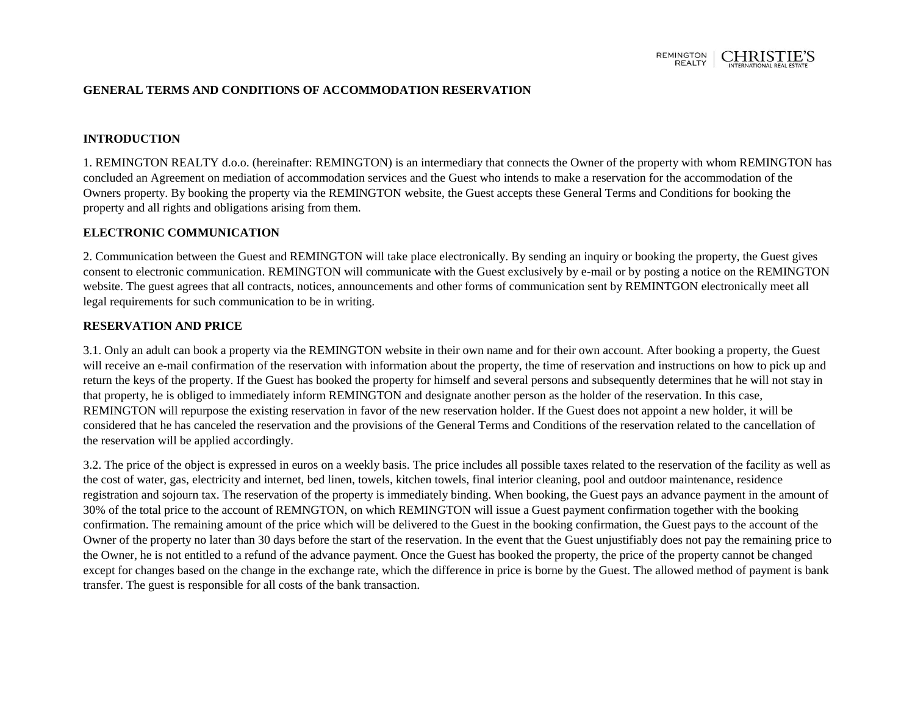# GENERAL TERMS AND CONDITIONS OF ACCOMMODATION RESERVATION

## INTRODUCTION

1. REMINGTON REALTY d.o.o. (hereinafter: REMINGTON) is an intermediary that connects the Owner of the property with whom REMINGTON has concluded an Agreement on mediation of accommodation services and the Guest who intends to make a reservation for the accommodation of the Owners property. By booking the property via the REMINGTON website, the Guest accepts these General Terms and Conditions for booking the property and all rights and obligations arising from them.

## ELECTRONIC COMMUNICATION

2. Communication between the Guest and REMINGTON will take place electronically. By sending an inquiry or booking the property, the Guest gives consent to electronic communication. REMINGTON will communicate with the Guest exclusively by e-mail or by posting a notice on the REMINGTON website. The guest agrees that all contracts, notices, announcements and other forms of communication sent by REMINTGON electronically meet all legal requirements for such communication to be in writing.

## RESERVATION AND PRICE

3.1. Only an adult can book a property via the REMINGTON website in their own name and for their own account. After booking a property, the Guest will receive an e-mail confirmation of the reservation with information about the property, the time of reservation and instructions on how to pick up and return the keys of the property. If the Guest has booked the property for himself and several persons and subsequently determines that he will not stay in that property, he is obliged to immediately inform REMINGTON and designate another person as the holder of the reservation. In this case, REMINGTON will repurpose the existing reservation in favor of the new reservation holder. If the Guest does not appoint a new holder, it will be considered that he has canceled the reservation and the provisions of the General Terms and Conditions of the reservation related to the cancellation of the reservation will be applied accordingly.

3.2. The price of the object is expressed in euros on a weekly basis. The price includes all possible taxes related to the reservation of the facility as well as the cost of water, gas, electricity and internet, bed linen, towels, kitchen towels, final interior cleaning, pool and outdoor maintenance, residence registration and sojourn tax. The reservation of the property is immediately binding. When booking, the Guest pays an advance payment in the amount of 30% of the total price to the account of REMNGTON, on which REMINGTON will issue a Guest payment confirmation together with the booking confirmation. The remaining amount of the price which will be delivered to the Guest in the booking confirmation, the Guest pays to the account of the Owner of the property no later than 30 days before the start of the reservation. In the event that the Guest unjustifiably does not pay the remaining price to the Owner, he is not entitled to a refund of the advance payment. Once the Guest has booked the property, the price of the property cannot be changed except for changes based on the change in the exchange rate, which the difference in price is borne by the Guest. The allowed method of payment is bank transfer. The guest is responsible for all costs of the bank transaction.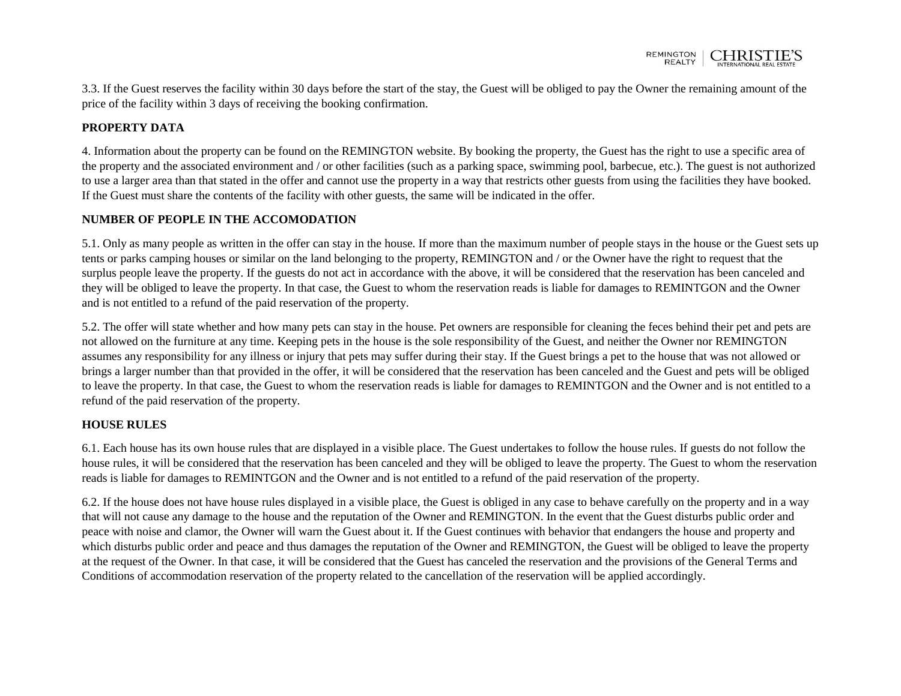3.3. If the Guest reserves the facility within 30 days before the start of the stay, the Guest will be obliged to pay the Owner the remaining amount of the price of the facility within 3 days of receiving the booking confirmation.

**PROPERTY DATA**

4. Information about the property can be found on the REMINGTON website. By booking the property, the Guest has the right to use a specific area of the property and the associated environment and / or other facilities (such as a parking space, swimming pool, barbecue, etc.). The guest is not authorized to use a larger area than that stated in the offer and cannot use the property in a way that restricts other guests from using the facilities they have booked. If the Guest must share the contents of the facility with other guests, the same will be indicated in the offer.

**NUMBER OF PEOPLE IN THE ACCOMODATION**

5.1. Only as many people as written in the offer can stay in the house. If more than the maximum number of people stays in the house or the Guest sets up tents or parks camping houses or similar on the land belonging to the property, REMINGTON and / or the Owner have the right to request that the surplus people leave the property. If the guests do not act in accordance with the above, it will be considered that the reservation has been canceled and they will be obliged to leave the property. In that case, the Guest to whom the reservation reads is liable for damages to REMINTGON and the Owner and is not entitled to a refund of the paid reservation of the property.

5.2. The offer will state whether and how many pets can stay in the house. Pet owners are responsible for cleaning the feces behind their pet and pets are not allowed on the furniture at any time. Keeping pets in the house is the sole responsibility of the Guest, and neither the Owner nor REMINGTON assumes any responsibility for any illness or injury that pets may suffer during their stay. If the Guest brings a pet to the house that was not allowed or brings a larger number than that provided in the offer, it will be considered that the reservation has been canceled and the Guest and pets will be obliged to leave the property. In that case, the Guest to whom the reservation reads is liable for damages to REMINTGON and the Owner and is not entitled to a refund of the paid reservation of the property.

**HOUSE RULES**

6.1. Each house has its own house rules that are displayed in a visible place. The Guest undertakes to follow the house rules. If guests do not follow the house rules, it will be considered that the reservation has been canceled and they will be obliged to leave the property. The Guest to whom the reservation reads is liable for damages to REMINTGON and the Owner and is not entitled to a refund of the paid reservation of the property.

6.2. If the house does not have house rules displayed in a visible place, the Guest is obliged in any case to behave carefully on the property and in a way that will not cause any damage to the house and the reputation of the Owner and REMINGTON. In the event that the Guest disturbs public order and peace with noise and clamor, the Owner will warn the Guest about it. If the Guest continues with behavior that endangers the house and property and which disturbs public order and peace and thus damages the reputation of the Owner and REMINGTON, the Guest will be obliged to leave the property at the request of the Owner. In that case, it will be considered that the Guest has canceled the reservation and the provisions of the General Terms and Conditions of accommodation reservation of the property related to the cancellation of the reservation will be applied accordingly.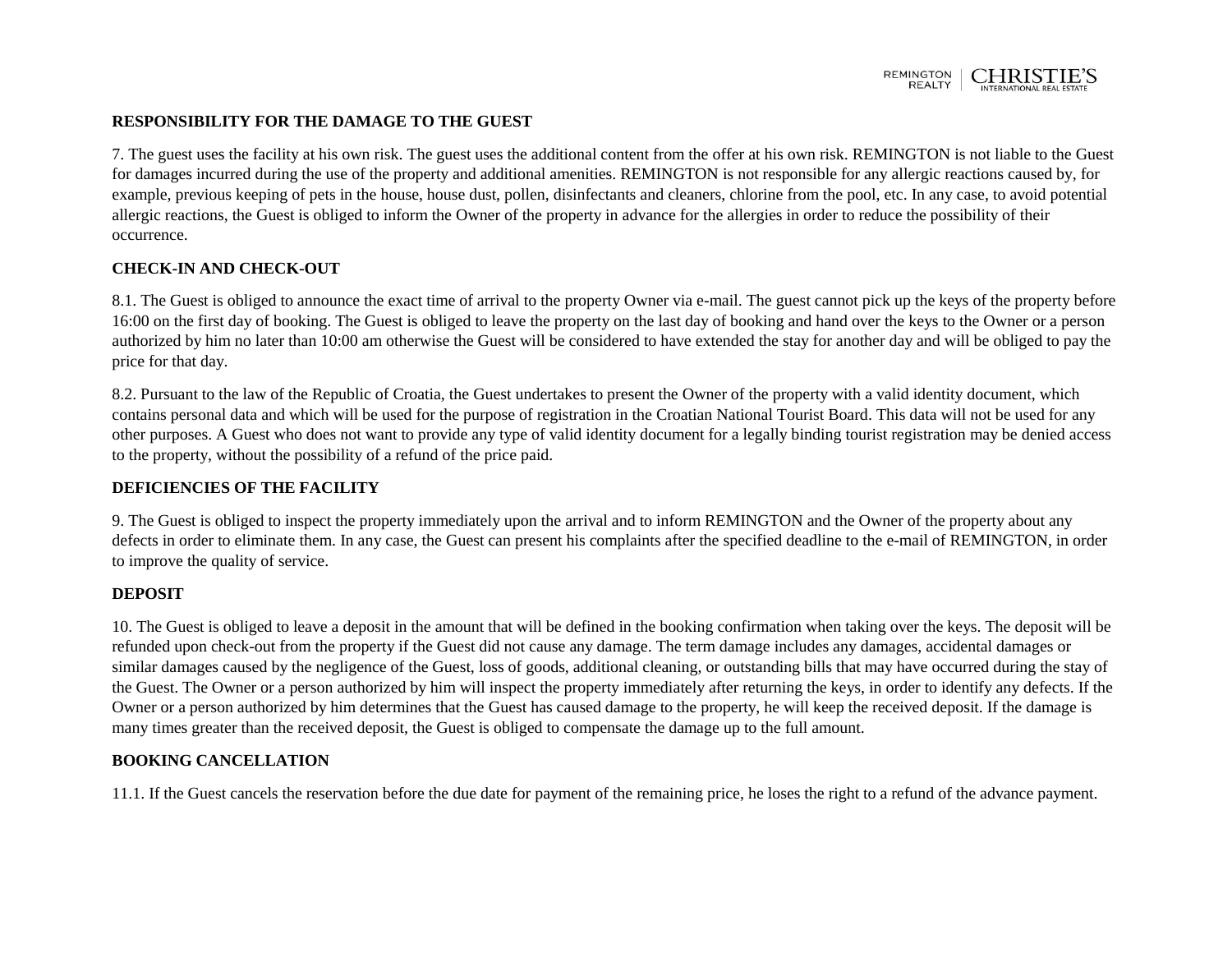**RESPONSIBILITY FOR THE DAMAGE TO THE GUEST**

7. The guest uses the facility at his own risk. The guest uses the additional content from the offer at his own risk. REMINGTON is not liable to the Guest for damages incurred during the use of the property and additional amenities. REMINGTON is not responsible for any allergic reactions caused by, for example, previous keeping of pets in the house, house dust, pollen, disinfectants and cleaners, chlorine from the pool, etc. In any case, to avoid potential allergic reactions, the Guest is obliged to inform the Owner of the property in advance for the allergies in order to reduce the possibility of their occurrence.

**CHECK-IN AND CHECK-OUT**

8.1. The Guest is obliged to announce the exact time of arrival to the property Owner via e-mail. The guest cannot pick up the keys of the property before 16:00 on the first day of booking. The Guest is obliged to leave the property on the last day of booking and hand over the keys to the Owner or a person authorized by him no later than 10:00 am otherwise the Guest will be considered to have extended the stay for another day and will be obliged to pay the price for that day.

8.2. Pursuant to the law of the Republic of Croatia, the Guest undertakes to present the Owner of the property with a valid identity document, which contains personal data and which will be used for the purpose of registration in the Croatian National Tourist Board. This data will not be used for any other purposes. A Guest who does not want to provide any type of valid identity document for a legally binding tourist registration may be denied access to the property, without the possibility of a refund of the price paid.

**DEFICIENCIES OF THE FACILITY**

9. The Guest is obliged to inspect the property immediately upon the arrival and to inform REMINGTON and the Owner of the property about any defects in order to eliminate them. In any case, the Guest can present his complaints after the specified deadline to the e-mail of REMINGTON, in order to improve the quality of service.

**DEPOSIT**

10. The Guest is obliged to leave a deposit in the amount that will be defined in the booking confirmation when taking over the keys. The deposit will be refunded upon check-out from the property if the Guest did not cause any damage. The term damage includes any damages, accidental damages or similar damages caused by the negligence of the Guest, loss of goods, additional cleaning, or outstanding bills that may have occurred during the stay of the Guest. The Owner or a person authorized by him will inspect the property immediately after returning the keys, in order to identify any defects. If the Owner or a person authorized by him determines that the Guest has caused damage to the property, he will keep the received deposit. If the damage is many times greater than the received deposit, the Guest is obliged to compensate the damage up to the full amount.

**BOOKING CANCELLATION**

11.1. If the Guest cancels the reservation before the due date for payment of the remaining price, he loses the right to a refund of the advance payment.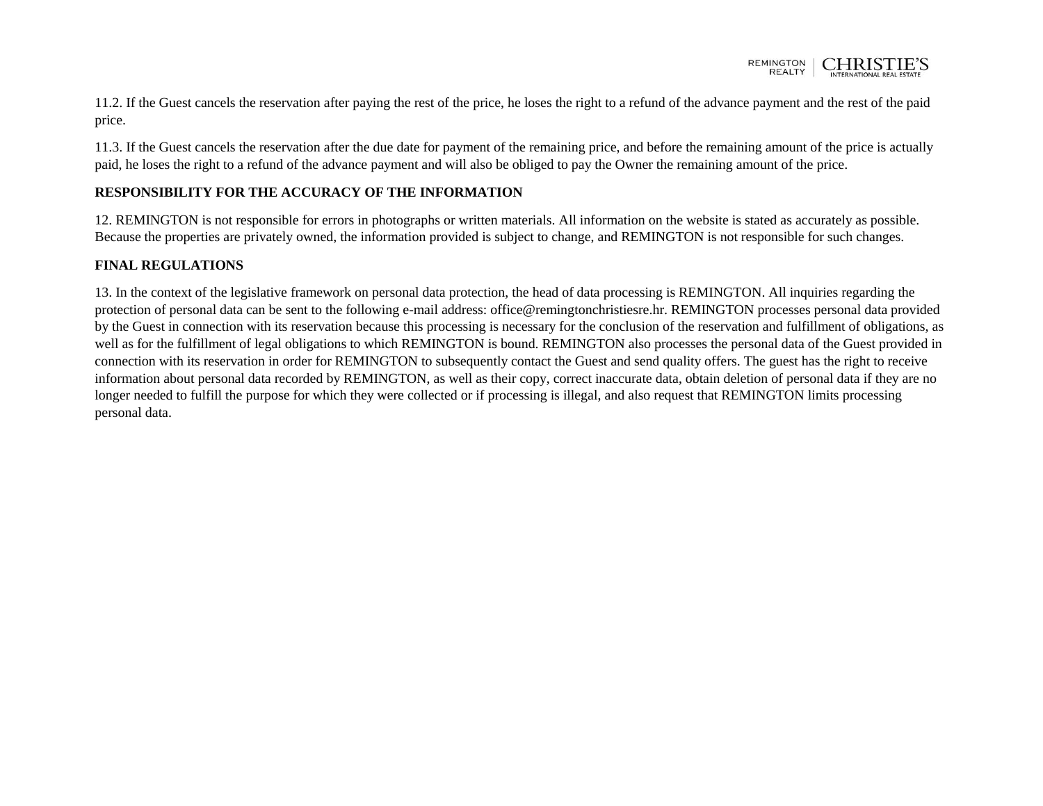11.2. If the Guest cancels the reservation after paying the rest of the price, he loses the right to a refund of the advance payment and the rest of the paid price.

11.3. If the Guest cancels the reservation after the due date for payment of the remaining price, and before the remaining amount of the price is actually paid, he loses the right to a refund of the advance payment and will also be obliged to pay the Owner the remaining amount of the price.

**RESPONSIBILITY FOR THE ACCURACY OF THE INFORMATION**

12. REMINGTON is not responsible for errors in photographs or written materials. All information on the website is stated as accurately as possible. Because the properties are privately owned, the information provided is subject to change, and REMINGTON is not responsible for such changes.

**FINAL REGULATIONS**

13. In the context of the legislative framework on personal data protection, the head of data processing is REMINGTON. All inquiries regarding the protection of personal data can be sent to the following e-mail address: office@remingtonchristiesre.hr. REMINGTON processes personal data provided by the Guest in connection with its reservation because this processing is necessary for the conclusion of the reservation and fulfillment of obligations, as well as for the fulfillment of legal obligations to which REMINGTON is bound. REMINGTON also processes the personal data of the Guest provided in connection with its reservation in order for REMINGTON to subsequently contact the Guest and send quality offers. The guest has the right to receive information about personal data recorded by REMINGTON, as well as their copy, correct inaccurate data, obtain deletion of personal data if they are no longer needed to fulfill the purpose for which they were collected or if processing is illegal, and also request that REMINGTON limits processing personal data.